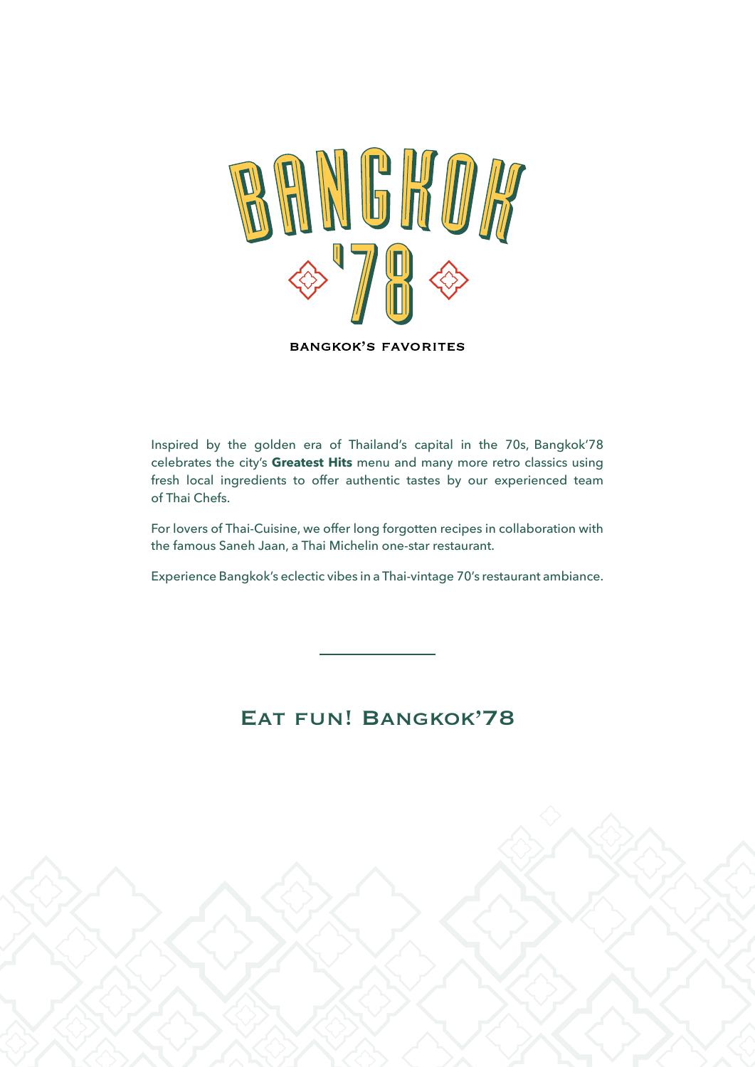# BANGKOK '78

BANGKOK'S FAVORITES

Inspired by the golden era of Thailand's capital in the 70s, Bangkok'78 celebrates the city's **Greatest Hits** menu and many more retro classics using fresh local ingredients to offer authentic tastes by our experienced team of Thai Chefs.

For lovers of Thai-Cuisine, we offer long forgotten recipes in collaboration with the famous Saneh Jaan, a Thai Michelin one-star restaurant.

Experience Bangkok's eclectic vibes in a Thai-vintage 70's restaurant ambiance.

## Eat fun! Bangkok'78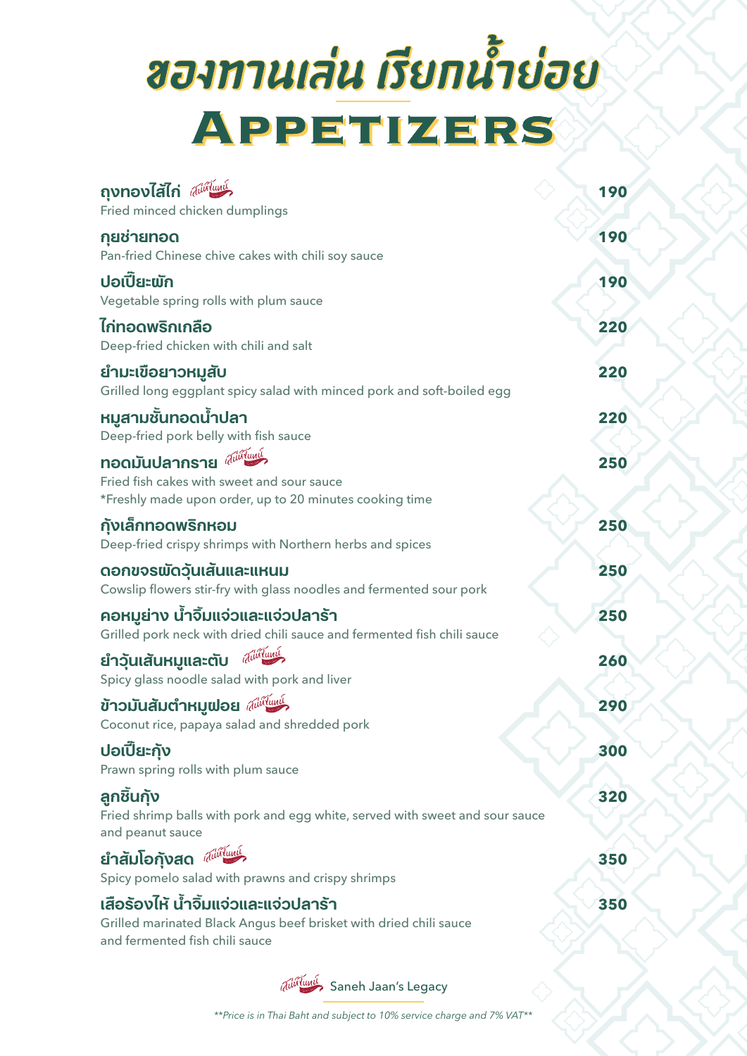# ของทานเล่น เรียกน้ำย่อย
# Appetizers

**ถุงทองไส้ไก่** *สเน่ห์จันทน์* — **190**
Fried minced chicken dumplings

**กุยช่ายทอด** — **190**
Pan-fried Chinese chive cakes with chili soy sauce

**ปอเปี๊ยะผัก** — **190**
Vegetable spring rolls with plum sauce

**ไก่ทอดพริกเกลือ** — **220**
Deep-fried chicken with chili and salt

**ยำมะเขือยาวหมูสับ** — **220**
Grilled long eggplant spicy salad with minced pork and soft-boiled egg

**หมูสามชั้นทอดน้ำปลา** — **220**
Deep-fried pork belly with fish sauce

**ทอดมันปลากราย** *สเน่ห์จันทน์* — **250**
Fried fish cakes with sweet and sour sauce
*Freshly made upon order, up to 20 minutes cooking time

**กุ้งเล็กทอดพริกหอม** — **250**
Deep-fried crispy shrimps with Northern herbs and spices

**ดอกขจรผัดวุ้นเส้นและแหนม** — **250**
Cowslip flowers stir-fry with glass noodles and fermented sour pork

**คอหมูย่าง น้ำจิ้มแจ่วและแจ่วปลาร้า** — **250**
Grilled pork neck with dried chili sauce and fermented fish chili sauce

**ยำวุ้นเส้นหมูและตับ** *สเน่ห์จันทน์* — **260**
Spicy glass noodle salad with pork and liver

**ข้าวมันส้มตำหมูฝอย** *สเน่ห์จันทน์* — **290**
Coconut rice, papaya salad and shredded pork

**ปอเปี๊ยะกุ้ง** — **300**
Prawn spring rolls with plum sauce

**ลูกชิ้นกุ้ง** — **320**
Fried shrimp balls with pork and egg white, served with sweet and sour sauce and peanut sauce

**ยำส้มโอกุ้งสด** *สเน่ห์จันทน์* — **350**
Spicy pomelo salad with prawns and crispy shrimps

**เสือร้องไห้ น้ำจิ้มแจ่วและแจ่วปลาร้า** — **350**
Grilled marinated Black Angus beef brisket with dried chili sauce and fermented fish chili sauce

*สเน่ห์จันทน์* Saneh Jaan's Legacy

*\*\*Price is in Thai Baht and subject to 10% service charge and 7% VAT\*\**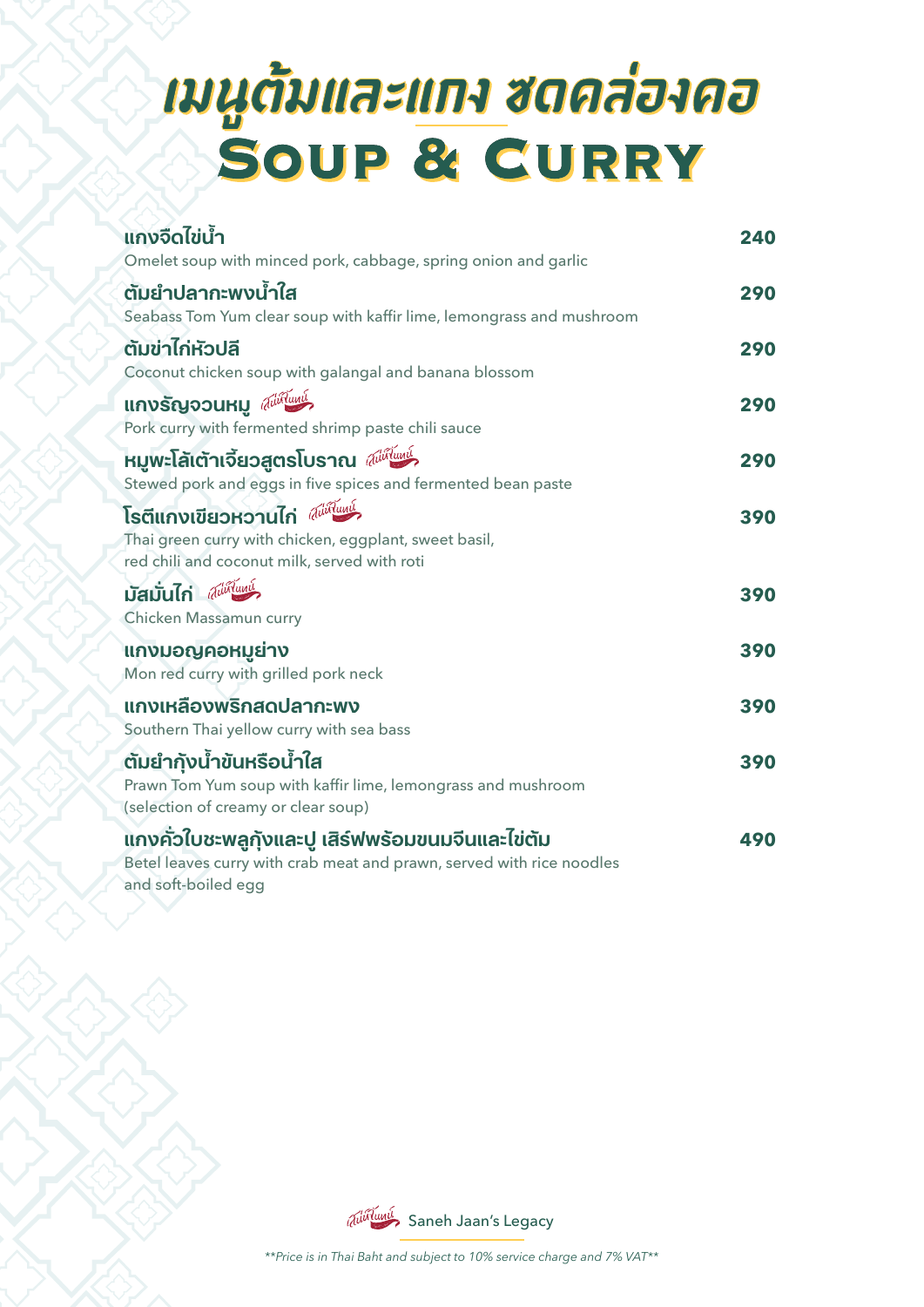# เมนูต้มและแกง ซดคล่องคอ
# Soup & Curry

**แกงจืดไข่น้ำ** — **240**
Omelet soup with minced pork, cabbage, spring onion and garlic

**ต้มยำปลากะพงน้ำใส** — **290**
Seabass Tom Yum clear soup with kaffir lime, lemongrass and mushroom

**ต้มข่าไก่หัวปลี** — **290**
Coconut chicken soup with galangal and banana blossom

**แกงรัญจวนหมู** เสน่ห์จันทร์ — **290**
Pork curry with fermented shrimp paste chili sauce

**หมูพะโล้เต้าเจี้ยวสูตรโบราณ** เสน่ห์จันทร์ — **290**
Stewed pork and eggs in five spices and fermented bean paste

**โรตีแกงเขียวหวานไก่** เสน่ห์จันทร์ — **390**
Thai green curry with chicken, eggplant, sweet basil, red chili and coconut milk, served with roti

**มัสมั่นไก่** เสน่ห์จันทร์ — **390**
Chicken Massamun curry

**แกงมอญคอหมูย่าง** — **390**
Mon red curry with grilled pork neck

**แกงเหลืองพริกสดปลากะพง** — **390**
Southern Thai yellow curry with sea bass

**ต้มยำกุ้งน้ำข้นหรือน้ำใส** — **390**
Prawn Tom Yum soup with kaffir lime, lemongrass and mushroom (selection of creamy or clear soup)

**แกงคั่วใบชะพลูกุ้งและปู เสิร์ฟพร้อมขนมจีนและไข่ต้ม** — **490**
Betel leaves curry with crab meat and prawn, served with rice noodles and soft-boiled egg

เสน่ห์จันทร์ Saneh Jaan's Legacy

*\*\*Price is in Thai Baht and subject to 10% service charge and 7% VAT\*\**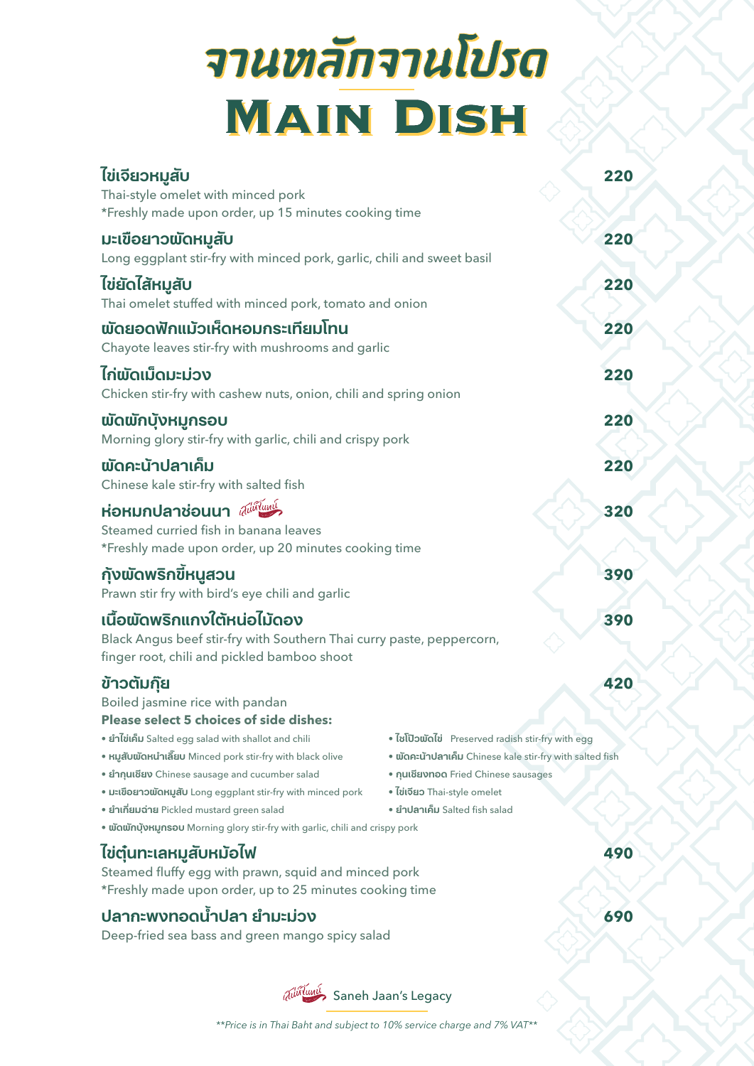# จานหลักจานโปรด
# Main Dish

**ไข่เจียวหมูสับ** — **220**
Thai-style omelet with minced pork
*Freshly made upon order, up 15 minutes cooking time

**มะเขือยาวผัดหมูสับ** — **220**
Long eggplant stir-fry with minced pork, garlic, chili and sweet basil

**ไข่ยัดไส้หมูสับ** — **220**
Thai omelet stuffed with minced pork, tomato and onion

**ผัดยอดฟักแม้วเห็ดหอมกระเทียมโทน** — **220**
Chayote leaves stir-fry with mushrooms and garlic

**ไก่ผัดเม็ดมะม่วง** — **220**
Chicken stir-fry with cashew nuts, onion, chili and spring onion

**ผัดผักบุ้งหมูกรอบ** — **220**
Morning glory stir-fry with garlic, chili and crispy pork

**ผัดคะน้าปลาเค็ม** — **220**
Chinese kale stir-fry with salted fish

**ห่อหมกปลาช่อนนา** เสน่ห์จันทน์ — **320**
Steamed curried fish in banana leaves
*Freshly made upon order, up 20 minutes cooking time

**กุ้งผัดพริกขี้หนูสวน** — **390**
Prawn stir fry with bird's eye chili and garlic

**เนื้อผัดพริกแกงใต้หน่อไม้ดอง** — **390**
Black Angus beef stir-fry with Southern Thai curry paste, peppercorn, finger root, chili and pickled bamboo shoot

**ข้าวต้มกุ๊ย** — **420**
Boiled jasmine rice with pandan
**Please select 5 choices of side dishes:**

- **ยำไข่เค็ม** Salted egg salad with shallot and chili
- **หมูสับผัดหนำเลี้ยบ** Minced pork stir-fry with black olive
- **ยำกุนเชียง** Chinese sausage and cucumber salad
- **มะเขือยาวผัดหมูสับ** Long eggplant stir-fry with minced pork
- **ยำเกี่ยมฉ่าย** Pickled mustard green salad
- **ผัดผักบุ้งหมูกรอบ** Morning glory stir-fry with garlic, chili and crispy pork
- **ไชโป๊วผัดไข่** Preserved radish stir-fry with egg
- **ผัดคะน้าปลาเค็ม** Chinese kale stir-fry with salted fish
- **กุนเชียงทอด** Fried Chinese sausages
- **ไข่เจียว** Thai-style omelet
- **ยำปลาเค็ม** Salted fish salad

**ไข่ตุ๋นทะเลหมูสับหม้อไฟ** — **490**
Steamed fluffy egg with prawn, squid and minced pork
*Freshly made upon order, up to 25 minutes cooking time

**ปลากะพงทอดน้ำปลา ยำมะม่วง** — **690**
Deep-fried sea bass and green mango spicy salad

เสน่ห์จันทน์ Saneh Jaan's Legacy

*\*\*Price is in Thai Baht and subject to 10% service charge and 7% VAT\*\**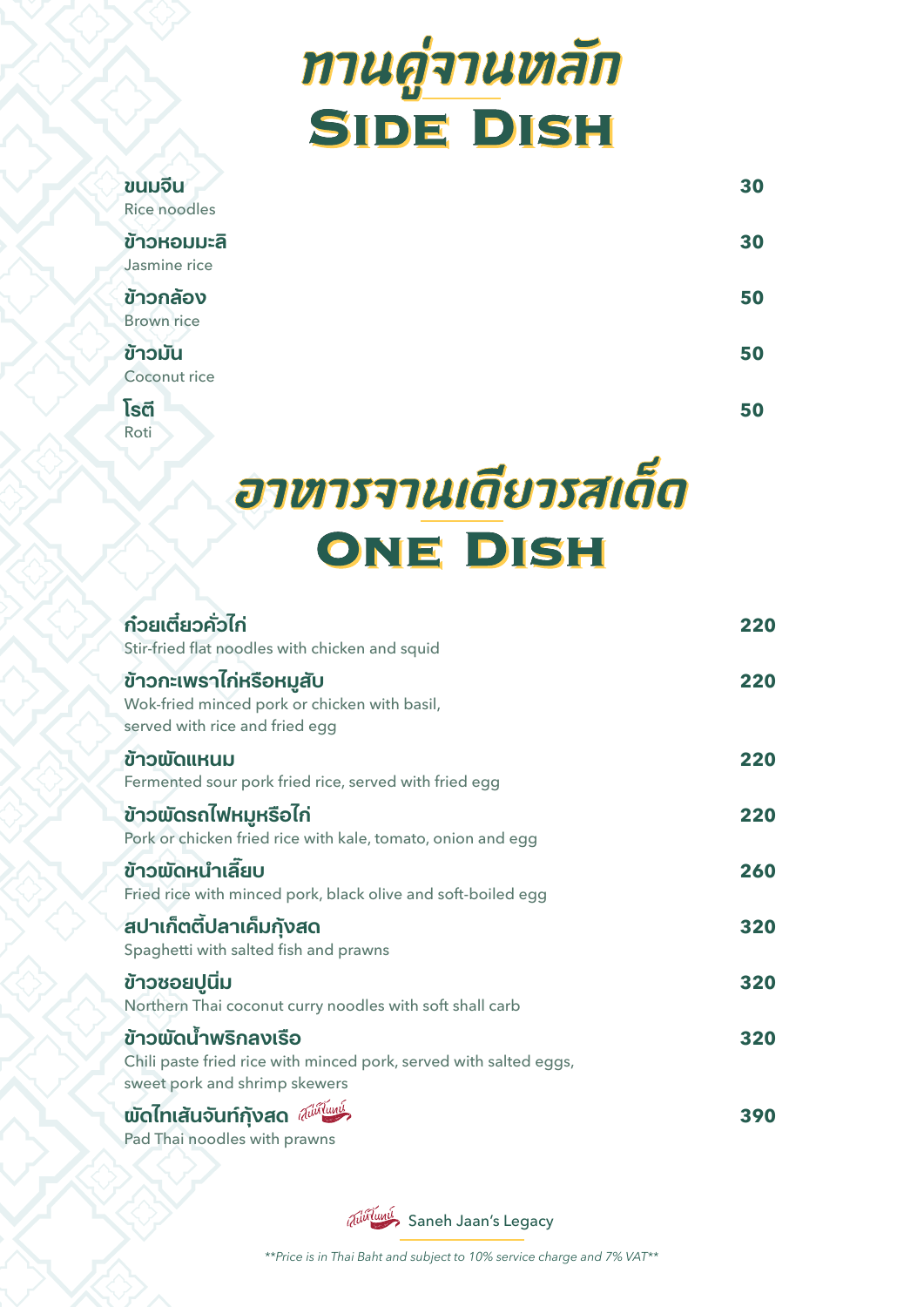# ทานคู่จานหลัก
# Side Dish

**ขนมจีน** — **30**
Rice noodles

**ข้าวหอมมะลิ** — **30**
Jasmine rice

**ข้าวกล้อง** — **50**
Brown rice

**ข้าวมัน** — **50**
Coconut rice

**โรตี** — **50**
Roti

# อาหารจานเดียวรสเด็ด
# One Dish

**ก๋วยเตี๋ยวคั่วไก่** — **220**
Stir-fried flat noodles with chicken and squid

**ข้าวกะเพราไก่หรือหมูสับ** — **220**
Wok-fried minced pork or chicken with basil,
served with rice and fried egg

**ข้าวผัดแหนม** — **220**
Fermented sour pork fried rice, served with fried egg

**ข้าวผัดรถไฟหมูหรือไก่** — **220**
Pork or chicken fried rice with kale, tomato, onion and egg

**ข้าวผัดหนำเลี้ยบ** — **260**
Fried rice with minced pork, black olive and soft-boiled egg

**สปาเก็ตตี้ปลาเค็มกุ้งสด** — **320**
Spaghetti with salted fish and prawns

**ข้าวซอยปูนิ่ม** — **320**
Northern Thai coconut curry noodles with soft shall carb

**ข้าวผัดน้ำพริกลงเรือ** — **320**
Chili paste fried rice with minced pork, served with salted eggs,
sweet pork and shrimp skewers

**ผัดไทเส้นจันท์กุ้งสด** เสน่ห์จันทน์ — **390**
Pad Thai noodles with prawns

เสน่ห์จันทน์ Saneh Jaan's Legacy

*\*\*Price is in Thai Baht and subject to 10% service charge and 7% VAT\*\**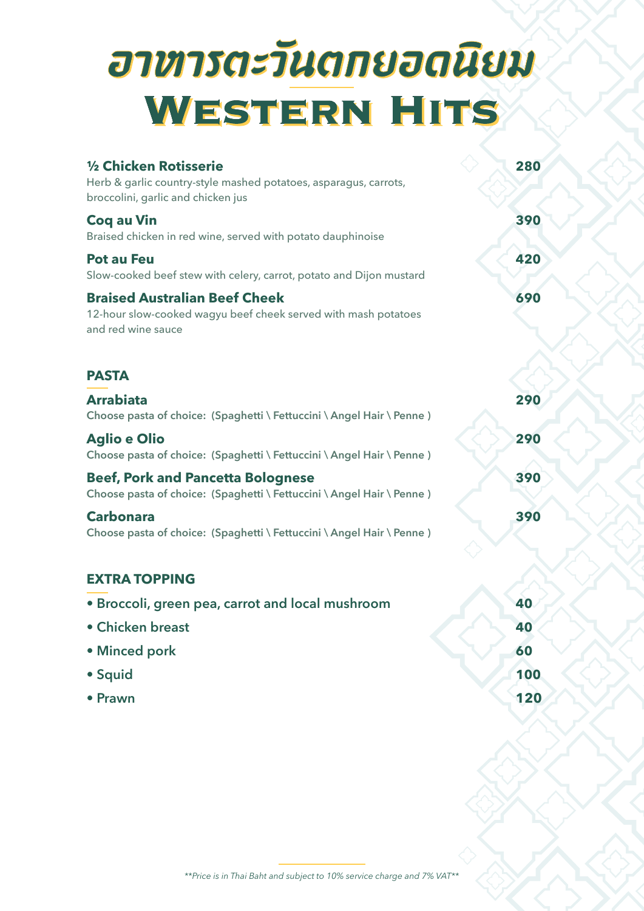# อาหารตะวันตกยอดนิยม
# Western Hits

**½ Chicken Rotisserie** — **280**
Herb & garlic country-style mashed potatoes, asparagus, carrots, broccolini, garlic and chicken jus

**Coq au Vin** — **390**
Braised chicken in red wine, served with potato dauphinoise

**Pot au Feu** — **420**
Slow-cooked beef stew with celery, carrot, potato and Dijon mustard

**Braised Australian Beef Cheek** — **690**
12-hour slow-cooked wagyu beef cheek served with mash potatoes and red wine sauce

## PASTA

**Arrabiata** — **290**
Choose pasta of choice: (Spaghetti \ Fettuccini \ Angel Hair \ Penne )

**Aglio e Olio** — **290**
Choose pasta of choice: (Spaghetti \ Fettuccini \ Angel Hair \ Penne )

**Beef, Pork and Pancetta Bolognese** — **390**
Choose pasta of choice: (Spaghetti \ Fettuccini \ Angel Hair \ Penne )

**Carbonara** — **390**
Choose pasta of choice: (Spaghetti \ Fettuccini \ Angel Hair \ Penne )

## EXTRA TOPPING

- Broccoli, green pea, carrot and local mushroom — **40**
- Chicken breast — **40**
- Minced pork — **60**
- Squid — **100**
- Prawn — **120**

*\*\*Price is in Thai Baht and subject to 10% service charge and 7% VAT\*\**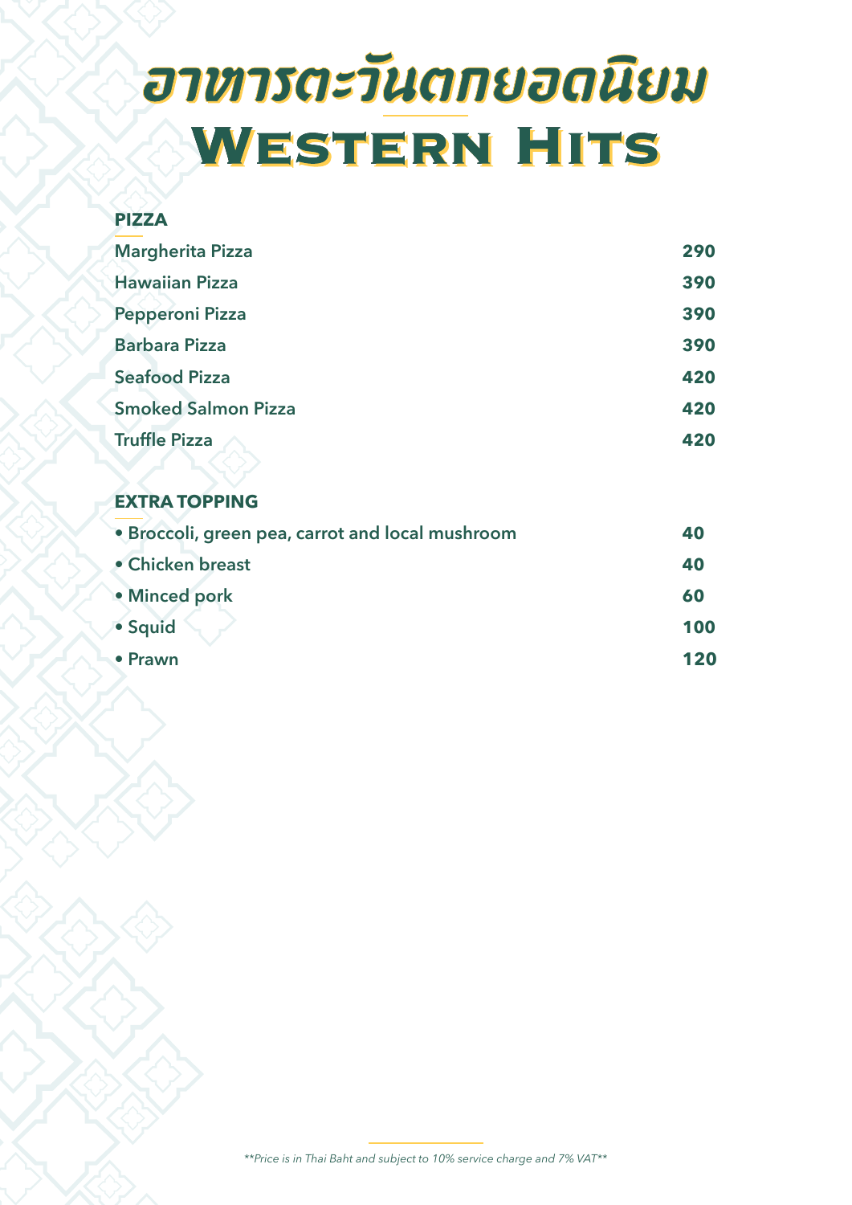# อาหารตะวันตกยอดนิยม
# Western Hits

## PIZZA

| | |
|---|---|
| Margherita Pizza | 290 |
| Hawaiian Pizza | 390 |
| Pepperoni Pizza | 390 |
| Barbara Pizza | 390 |
| Seafood Pizza | 420 |
| Smoked Salmon Pizza | 420 |
| Truffle Pizza | 420 |

## EXTRA TOPPING

| | |
|---|---|
| • Broccoli, green pea, carrot and local mushroom | 40 |
| • Chicken breast | 40 |
| • Minced pork | 60 |
| • Squid | 100 |
| • Prawn | 120 |

*\*\*Price is in Thai Baht and subject to 10% service charge and 7% VAT\*\**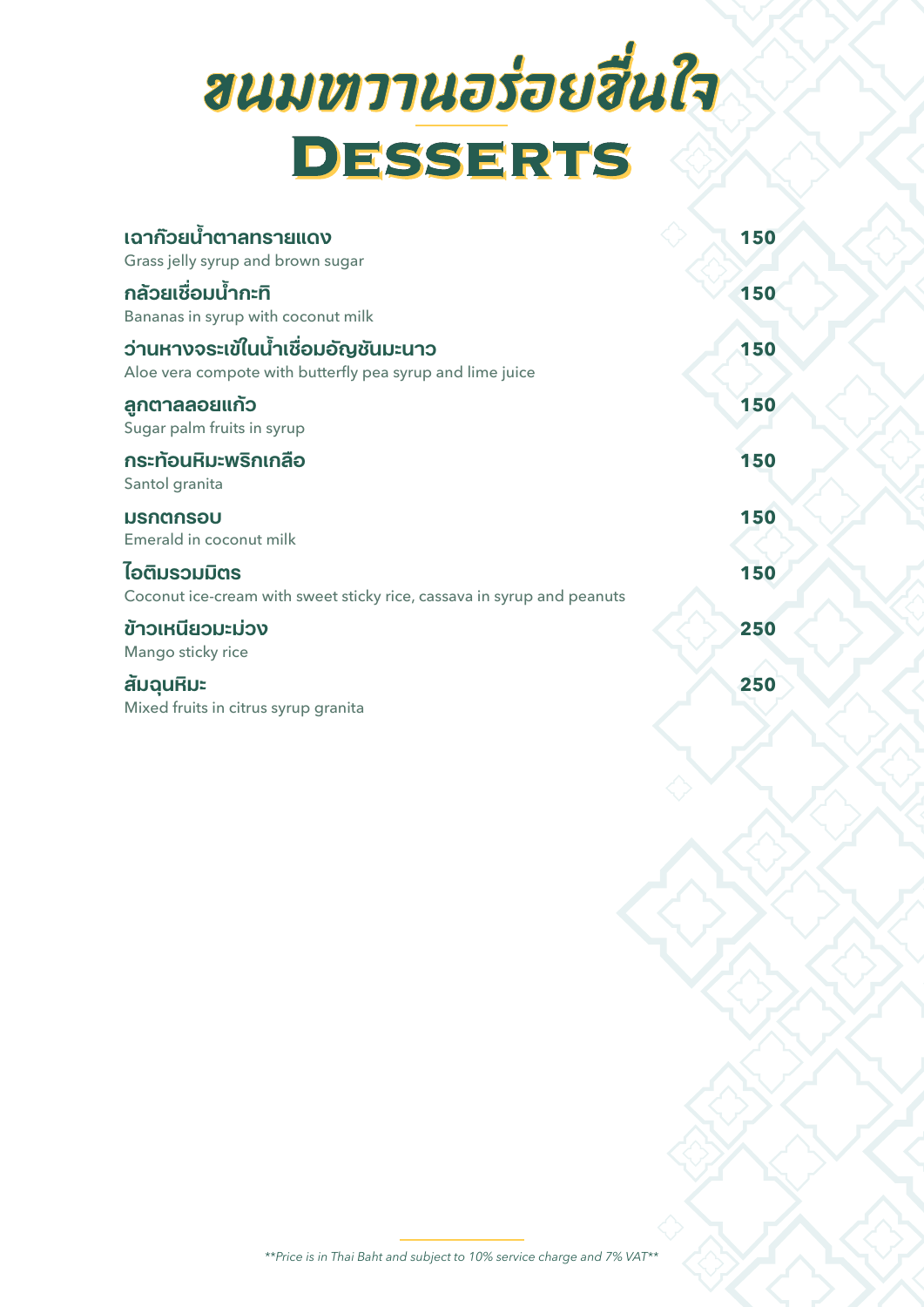# ขนมหวานอร่อยชื่นใจ
# Desserts

**เฉาก๊วยน้ำตาลทรายแดง** **150**
Grass jelly syrup and brown sugar

**กล้วยเชื่อมน้ำกะทิ** **150**
Bananas in syrup with coconut milk

**ว่านหางจระเข้ในน้ำเชื่อมอัญชันมะนาว** **150**
Aloe vera compote with butterfly pea syrup and lime juice

**ลูกตาลลอยแก้ว** **150**
Sugar palm fruits in syrup

**กระท้อนหิมะพริกเกลือ** **150**
Santol granita

**มรกตกรอบ** **150**
Emerald in coconut milk

**ไอติมรวมมิตร** **150**
Coconut ice-cream with sweet sticky rice, cassava in syrup and peanuts

**ข้าวเหนียวมะม่วง** **250**
Mango sticky rice

**ส้มฉุนหิมะ** **250**
Mixed fruits in citrus syrup granita

*\*\*Price is in Thai Baht and subject to 10% service charge and 7% VAT\*\**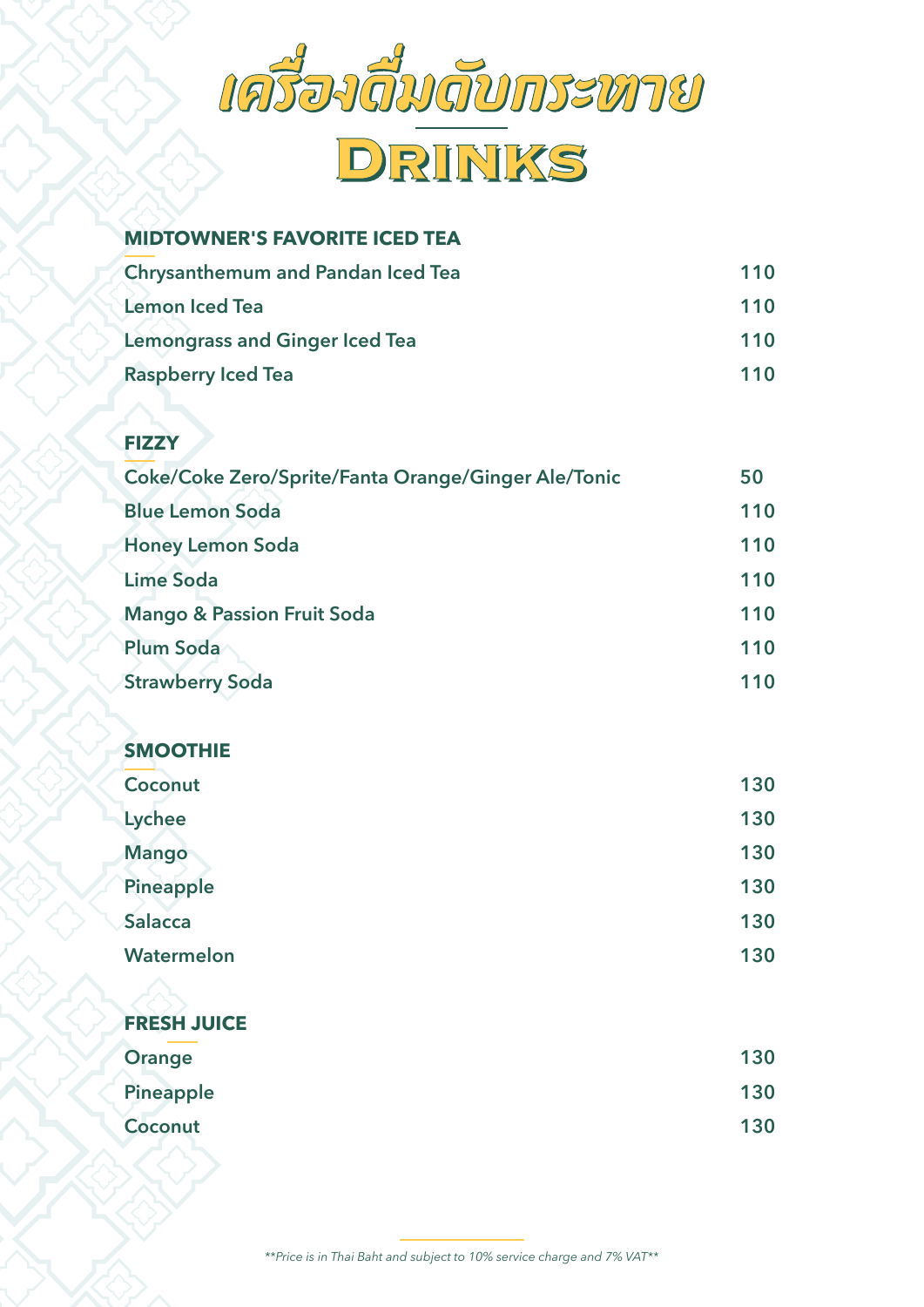# เครื่องดื่มดับกระหาย
# Drinks

## MIDTOWNER'S FAVORITE ICED TEA

| | |
|---|---|
| Chrysanthemum and Pandan Iced Tea | 110 |
| Lemon Iced Tea | 110 |
| Lemongrass and Ginger Iced Tea | 110 |
| Raspberry Iced Tea | 110 |

## FIZZY

| | |
|---|---|
| Coke/Coke Zero/Sprite/Fanta Orange/Ginger Ale/Tonic | 50 |
| Blue Lemon Soda | 110 |
| Honey Lemon Soda | 110 |
| Lime Soda | 110 |
| Mango & Passion Fruit Soda | 110 |
| Plum Soda | 110 |
| Strawberry Soda | 110 |

## SMOOTHIE

| | |
|---|---|
| Coconut | 130 |
| Lychee | 130 |
| Mango | 130 |
| Pineapple | 130 |
| Salacca | 130 |
| Watermelon | 130 |

## FRESH JUICE

| | |
|---|---|
| Orange | 130 |
| Pineapple | 130 |
| Coconut | 130 |

*\*\*Price is in Thai Baht and subject to 10% service charge and 7% VAT\*\**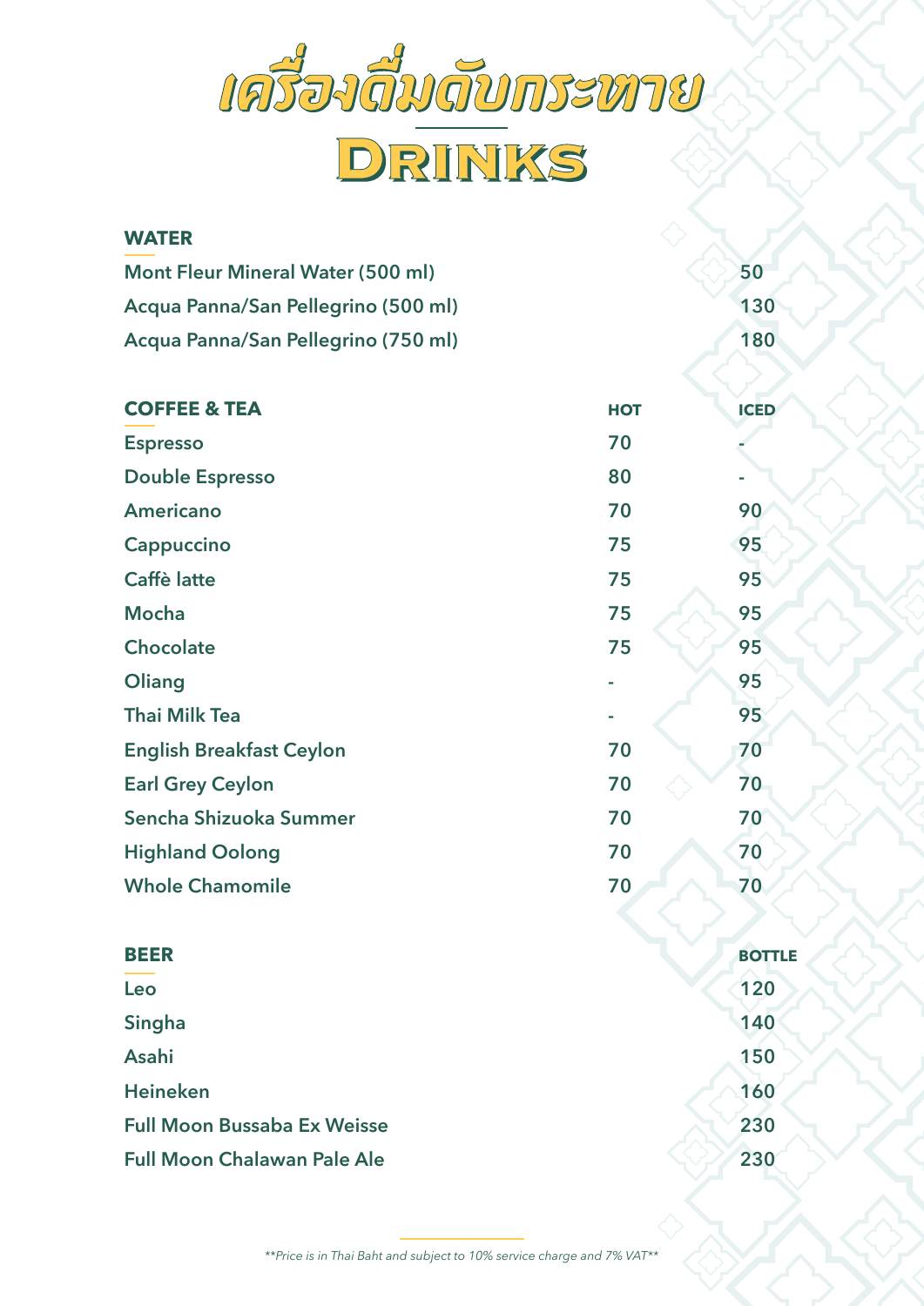# เครื่องดื่มดับกระหาย
# Drinks

| WATER | |
|---|---|
| Mont Fleur Mineral Water (500 ml) | 50 |
| Acqua Panna/San Pellegrino (500 ml) | 130 |
| Acqua Panna/San Pellegrino (750 ml) | 180 |

| COFFEE & TEA | HOT | ICED |
|---|---|---|
| Espresso | 70 | - |
| Double Espresso | 80 | - |
| Americano | 70 | 90 |
| Cappuccino | 75 | 95 |
| Caffè latte | 75 | 95 |
| Mocha | 75 | 95 |
| Chocolate | 75 | 95 |
| Oliang | - | 95 |
| Thai Milk Tea | - | 95 |
| English Breakfast Ceylon | 70 | 70 |
| Earl Grey Ceylon | 70 | 70 |
| Sencha Shizuoka Summer | 70 | 70 |
| Highland Oolong | 70 | 70 |
| Whole Chamomile | 70 | 70 |

| BEER | BOTTLE |
|---|---|
| Leo | 120 |
| Singha | 140 |
| Asahi | 150 |
| Heineken | 160 |
| Full Moon Bussaba Ex Weisse | 230 |
| Full Moon Chalawan Pale Ale | 230 |

*\*\*Price is in Thai Baht and subject to 10% service charge and 7% VAT\*\**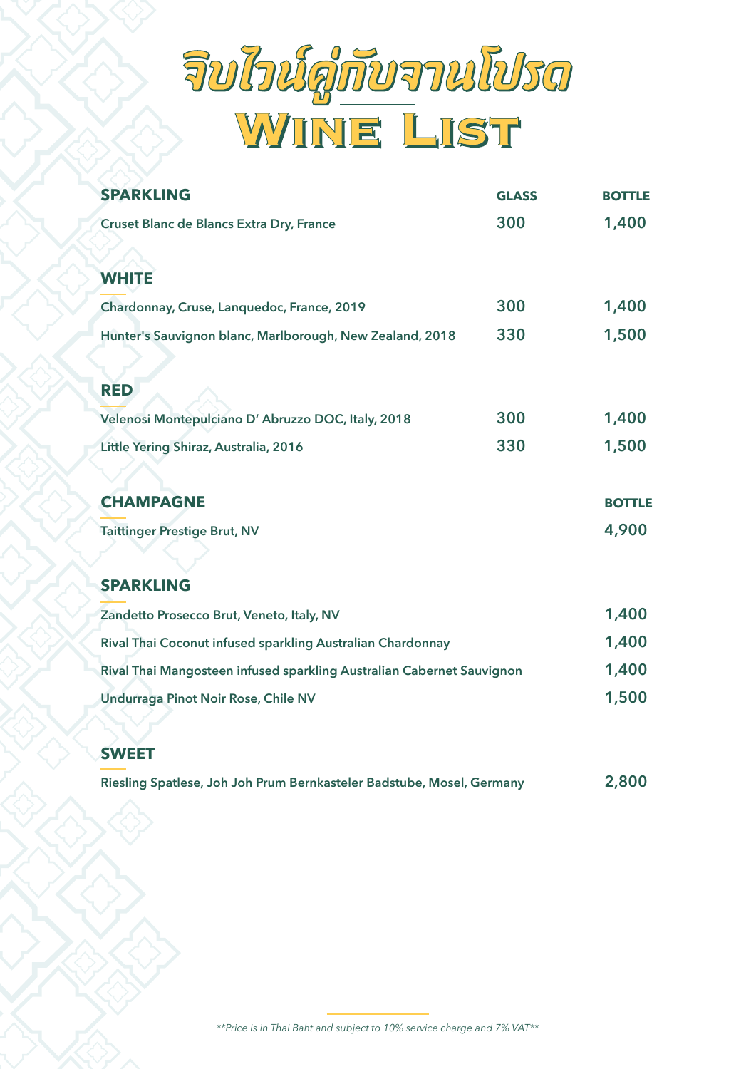# จิบไวน์คู่กับจานโปรด

# Wine List

| SPARKLING | GLASS | BOTTLE |
|---|---|---|
| Cruset Blanc de Blancs Extra Dry, France | 300 | 1,400 |

| WHITE | GLASS | BOTTLE |
|---|---|---|
| Chardonnay, Cruse, Lanquedoc, France, 2019 | 300 | 1,400 |
| Hunter's Sauvignon blanc, Marlborough, New Zealand, 2018 | 330 | 1,500 |

| RED | GLASS | BOTTLE |
|---|---|---|
| Velenosi Montepulciano D' Abruzzo DOC, Italy, 2018 | 300 | 1,400 |
| Little Yering Shiraz, Australia, 2016 | 330 | 1,500 |

| CHAMPAGNE | BOTTLE |
|---|---|
| Taittinger Prestige Brut, NV | 4,900 |

| SPARKLING | BOTTLE |
|---|---|
| Zandetto Prosecco Brut, Veneto, Italy, NV | 1,400 |
| Rival Thai Coconut infused sparkling Australian Chardonnay | 1,400 |
| Rival Thai Mangosteen infused sparkling Australian Cabernet Sauvignon | 1,400 |
| Undurraga Pinot Noir Rose, Chile NV | 1,500 |

| SWEET | BOTTLE |
|---|---|
| Riesling Spatlese, Joh Joh Prum Bernkasteler Badstube, Mosel, Germany | 2,800 |

*\*\*Price is in Thai Baht and subject to 10% service charge and 7% VAT\*\**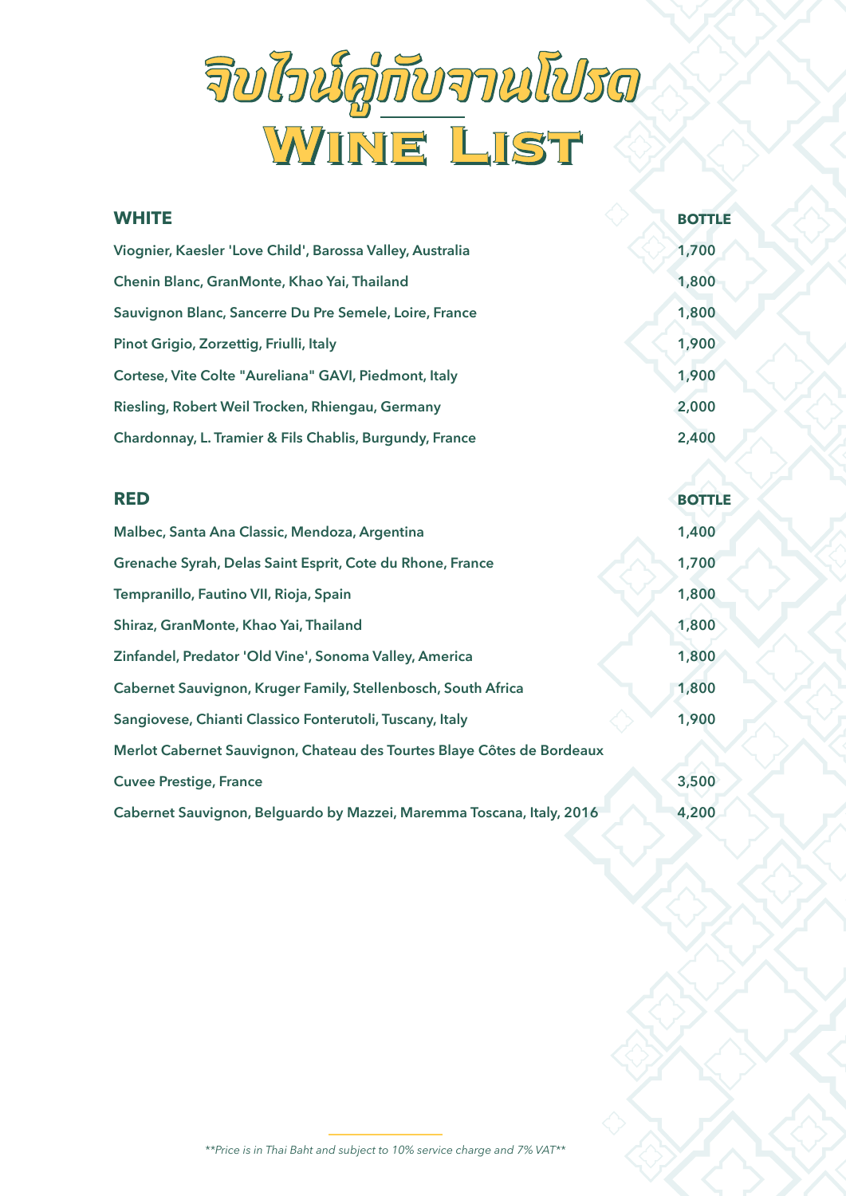# จิบไวน์คู่กับจานโปรด

# WINE LIST

| WHITE | BOTTLE |
|---|---|
| Viognier, Kaesler 'Love Child', Barossa Valley, Australia | 1,700 |
| Chenin Blanc, GranMonte, Khao Yai, Thailand | 1,800 |
| Sauvignon Blanc, Sancerre Du Pre Semele, Loire, France | 1,800 |
| Pinot Grigio, Zorzettig, Friulli, Italy | 1,900 |
| Cortese, Vite Colte "Aureliana" GAVI, Piedmont, Italy | 1,900 |
| Riesling, Robert Weil Trocken, Rhiengau, Germany | 2,000 |
| Chardonnay, L. Tramier & Fils Chablis, Burgundy, France | 2,400 |

| RED | BOTTLE |
|---|---|
| Malbec, Santa Ana Classic, Mendoza, Argentina | 1,400 |
| Grenache Syrah, Delas Saint Esprit, Cote du Rhone, France | 1,700 |
| Tempranillo, Fautino VII, Rioja, Spain | 1,800 |
| Shiraz, GranMonte, Khao Yai, Thailand | 1,800 |
| Zinfandel, Predator 'Old Vine', Sonoma Valley, America | 1,800 |
| Cabernet Sauvignon, Kruger Family, Stellenbosch, South Africa | 1,800 |
| Sangiovese, Chianti Classico Fonterutoli, Tuscany, Italy | 1,900 |
| Merlot Cabernet Sauvignon, Chateau des Tourtes Blaye Côtes de Bordeaux Cuvee Prestige, France | 3,500 |
| Cabernet Sauvignon, Belguardo by Mazzei, Maremma Toscana, Italy, 2016 | 4,200 |

*\*\*Price is in Thai Baht and subject to 10% service charge and 7% VAT\*\**